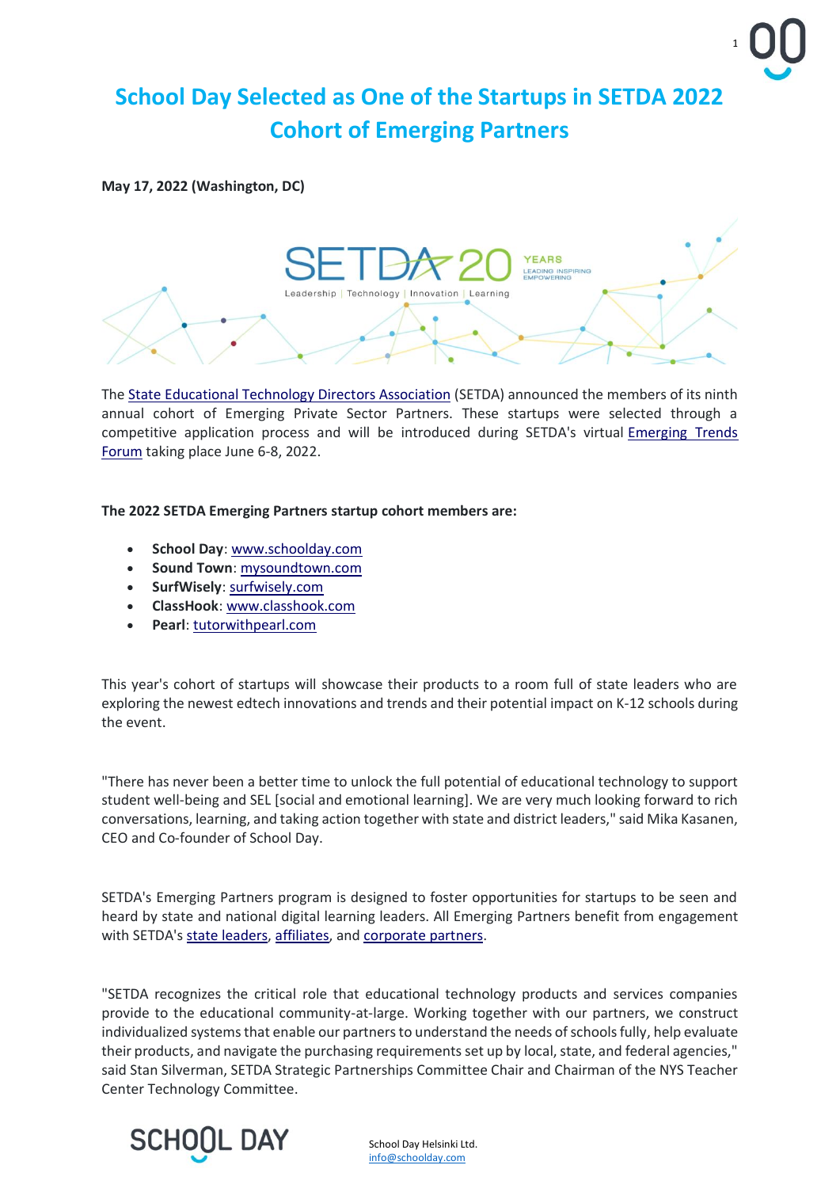# School Day Selected as One of the Startups in SETDA 2022 Cohort of Emerging Partners

**May 17, 2022 (Washington, DC)**

The State Educational Technology Directors Association (SETDA) announced the members of its ninth annual cohort of Emerging Private Sector Partners. These startups were selected through a competitive application process and will be introduced during SETDA's virtual Emerging Trends Forum taking place June 6-8, 2022.

**The 2022 SETDA Emerging Partners startup cohort members are:**

- **School Day**: www.schoolday.com
- **Sound Town**: mysoundtown.com
- **SurfWisely**: surfwisely.com
- **ClassHook**: www.classhook.com
- **Pearl**: tutorwithpearl.com

This year's cohort of startups will showcase their products to a room full of state leaders who are exploring the newest edtech innovations and trends and their potential impact on K-12 schools during the event.

"There has never been a better time to unlock the full potential of educational technology to support student well-being and SEL [social and emotional learning]. We are very much looking forward to rich conversations, learning, and taking action together with state and district leaders," said Mika Kasanen, CEO and Co-founder of School Day.

SETDA's Emerging Partners program is designed to foster opportunities for startups to be seen and heard by state and national digital learning leaders. All Emerging Partners benefit from engagement with SETDA's state leaders, affiliates, and corporate partners.

"SETDA recognizes the critical role that educational technology products and services companies provide to the educational community-at-large. Working together with our partners, we construct individualized systems that enable our partners to understand the needs of schools fully, help evaluate their products, and navigate the purchasing requirements set up by local, state, and federal agencies," said Stan Silverman, SETDA Strategic Partnerships Committee Chair and Chairman of the NYS Teacher Center Technology Committee.

School Day Helsinki Ltd.
info@schoolday.com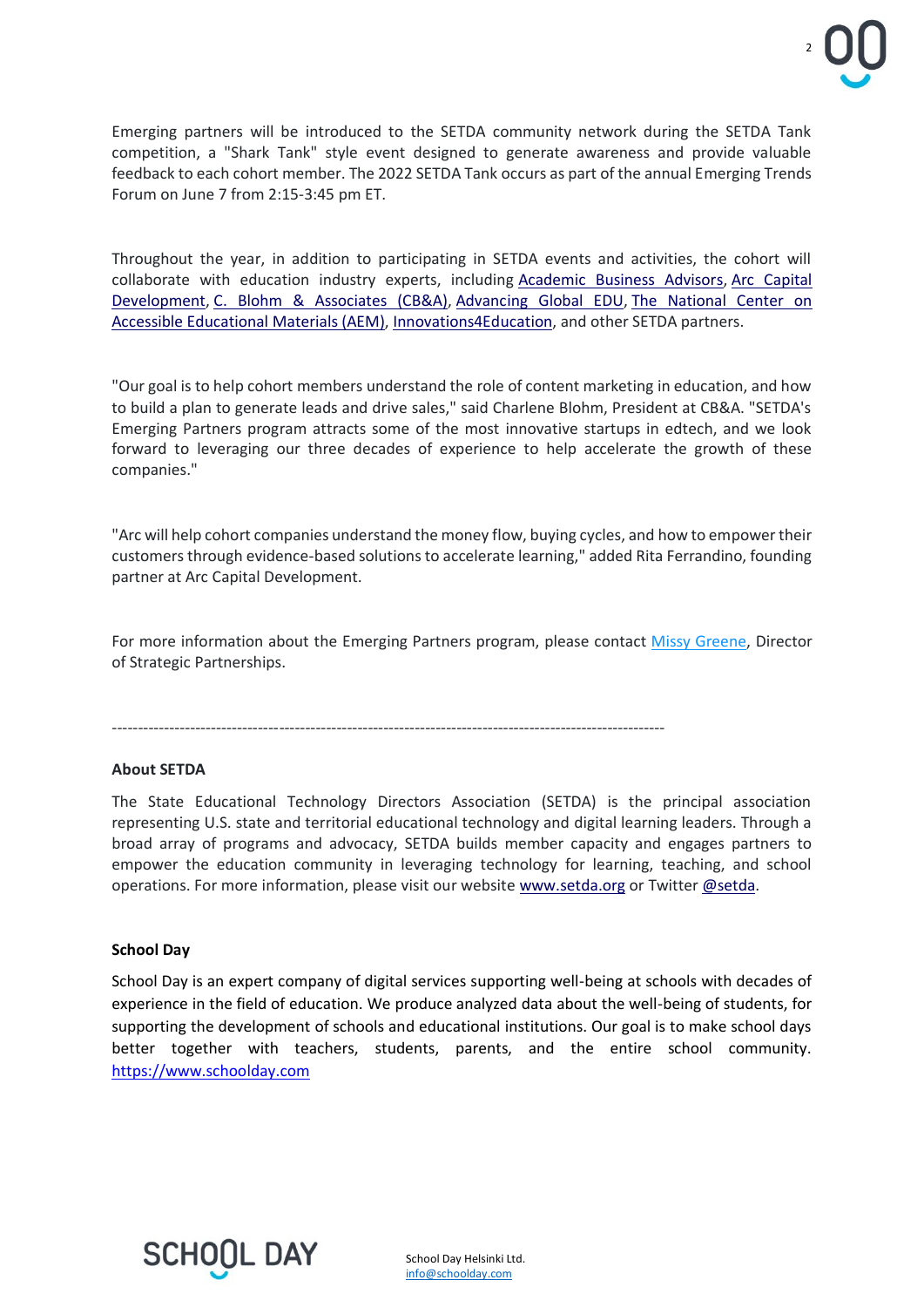Emerging partners will be introduced to the SETDA community network during the SETDA Tank competition, a "Shark Tank" style event designed to generate awareness and provide valuable feedback to each cohort member. The 2022 SETDA Tank occurs as part of the annual Emerging Trends Forum on June 7 from 2:15-3:45 pm ET.

Throughout the year, in addition to participating in SETDA events and activities, the cohort will collaborate with education industry experts, including Academic Business Advisors, Arc Capital Development, C. Blohm & Associates (CB&A), Advancing Global EDU, The National Center on Accessible Educational Materials (AEM), Innovations4Education, and other SETDA partners.

"Our goal is to help cohort members understand the role of content marketing in education, and how to build a plan to generate leads and drive sales," said Charlene Blohm, President at CB&A. "SETDA's Emerging Partners program attracts some of the most innovative startups in edtech, and we look forward to leveraging our three decades of experience to help accelerate the growth of these companies."

"Arc will help cohort companies understand the money flow, buying cycles, and how to empower their customers through evidence-based solutions to accelerate learning," added Rita Ferrandino, founding partner at Arc Capital Development.

For more information about the Emerging Partners program, please contact Missy Greene, Director of Strategic Partnerships.

-----------------------------------------------------------------------------------------------------------

**About SETDA**

The State Educational Technology Directors Association (SETDA) is the principal association representing U.S. state and territorial educational technology and digital learning leaders. Through a broad array of programs and advocacy, SETDA builds member capacity and engages partners to empower the education community in leveraging technology for learning, teaching, and school operations. For more information, please visit our website www.setda.org or Twitter @setda.

**School Day**

School Day is an expert company of digital services supporting well-being at schools with decades of experience in the field of education. We produce analyzed data about the well-being of students, for supporting the development of schools and educational institutions. Our goal is to make school days better together with teachers, students, parents, and the entire school community. https://www.schoolday.com

School Day Helsinki Ltd.
info@schoolday.com